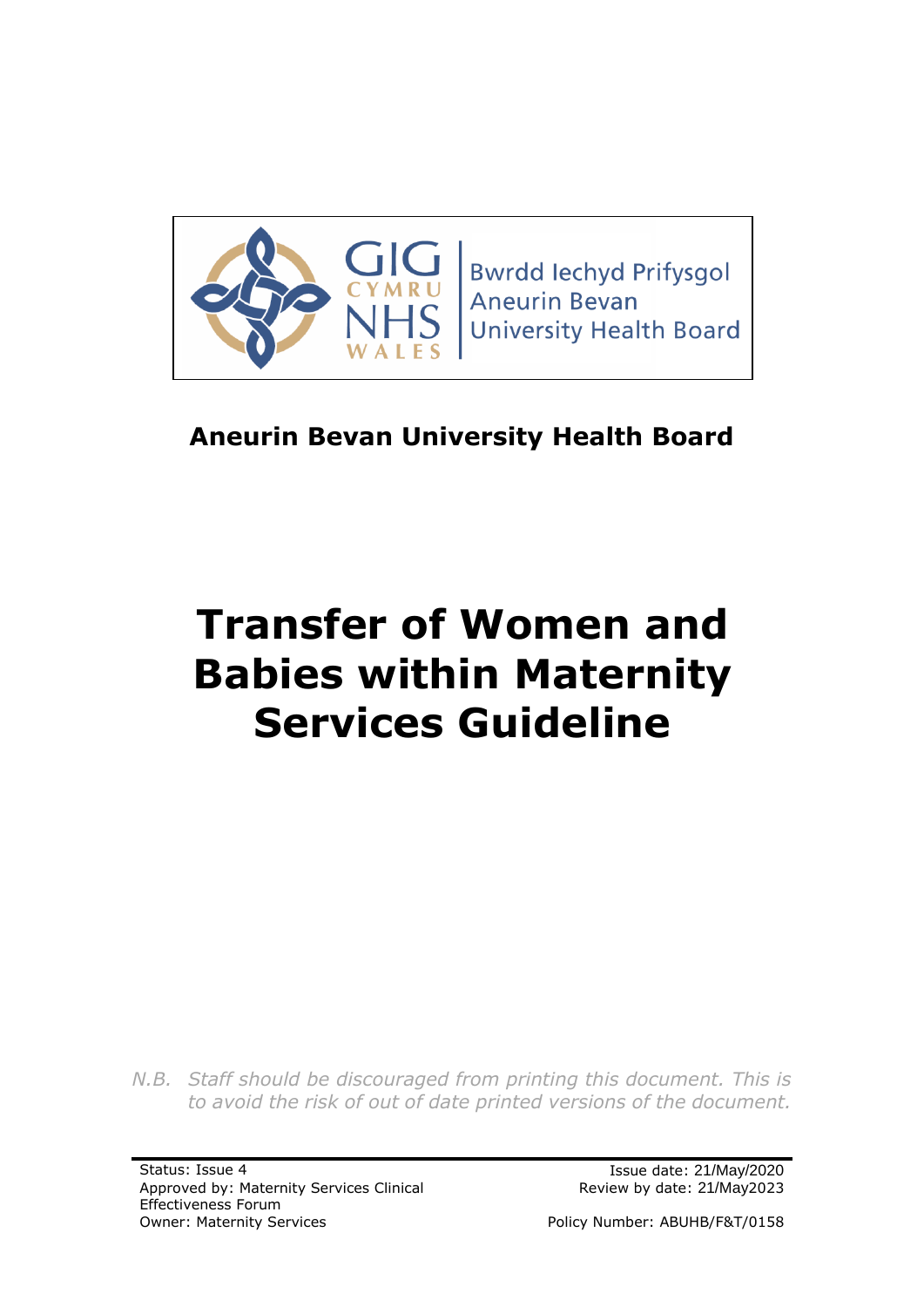GIG CYMRU NHS WALES | Bwrdd Iechyd Prifysgol Aneurin Bevan University Health Board

**Aneurin Bevan University Health Board**

# Transfer of Women and Babies within Maternity Services Guideline

*N.B. Staff should be discouraged from printing this document. This is to avoid the risk of out of date printed versions of the document.*

Status: Issue 4
Approved by: Maternity Services Clinical Effectiveness Forum
Owner: Maternity Services

Issue date: 21/May/2020
Review by date: 21/May2023

Policy Number: ABUHB/F&T/0158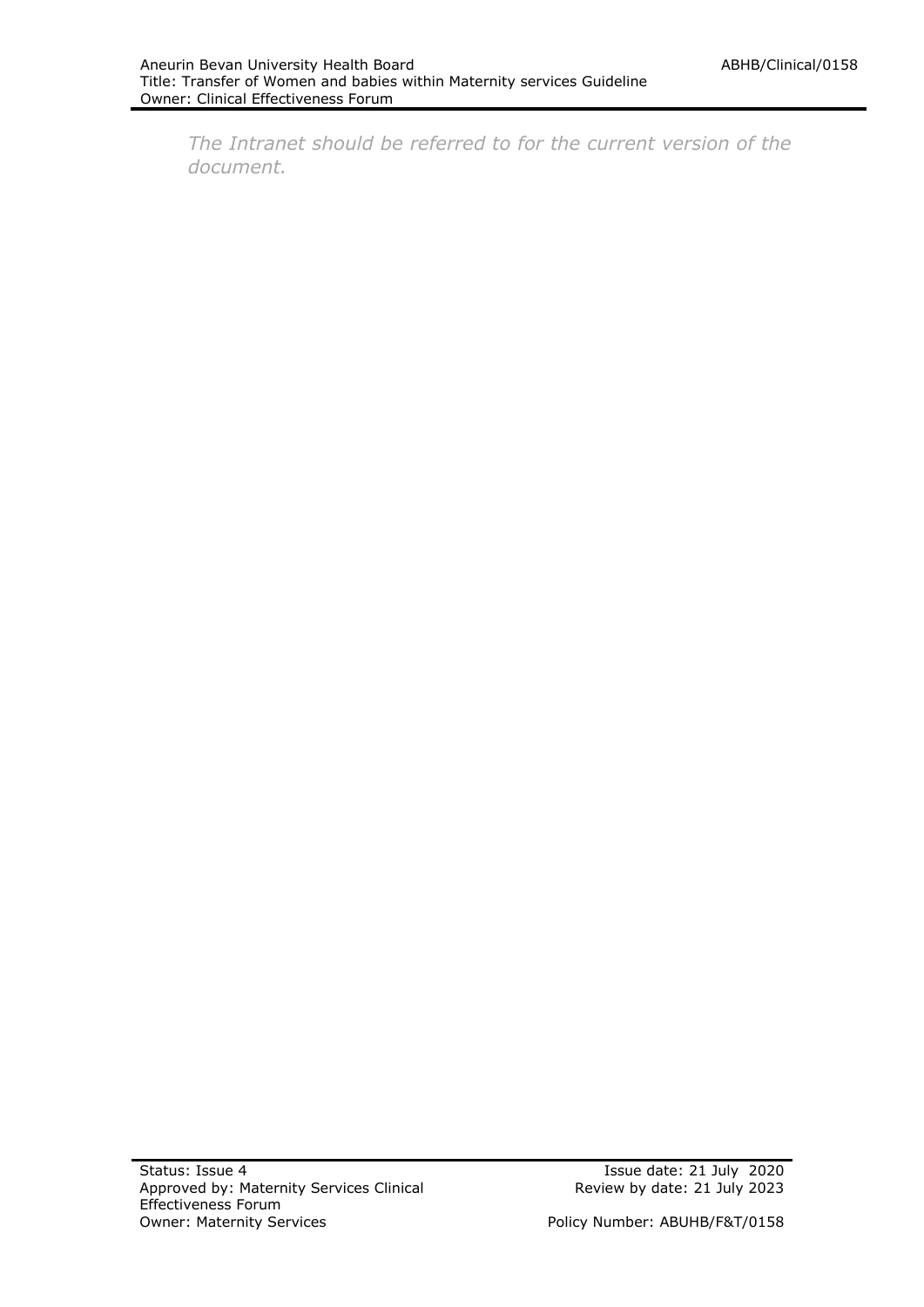*The Intranet should be referred to for the current version of the document.*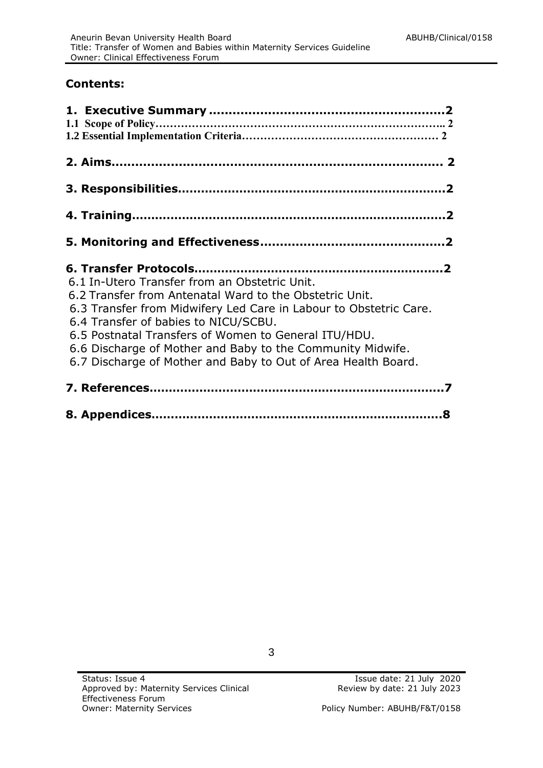## Contents:

**1. Executive Summary ........................................................2**

**1.1 Scope of Policy…………………………………………………………………….. 2**

**1.2 Essential Implementation Criteria……………………………………………… 2**

**2. Aims................................................................................ 2**

**3. Responsibilities.................................................................2**

**4. Training............................................................................2**

**5. Monitoring and Effectiveness..........................................2**

**6. Transfer Protocols............................................................2**

6.1 In-Utero Transfer from an Obstetric Unit.
6.2 Transfer from Antenatal Ward to the Obstetric Unit.
6.3 Transfer from Midwifery Led Care in Labour to Obstetric Care.
6.4 Transfer of babies to NICU/SCBU.
6.5 Postnatal Transfers of Women to General ITU/HDU.
6.6 Discharge of Mother and Baby to the Community Midwife.
6.7 Discharge of Mother and Baby to Out of Area Health Board.

**7. References.......................................................................7**

**8. Appendices......................................................................8**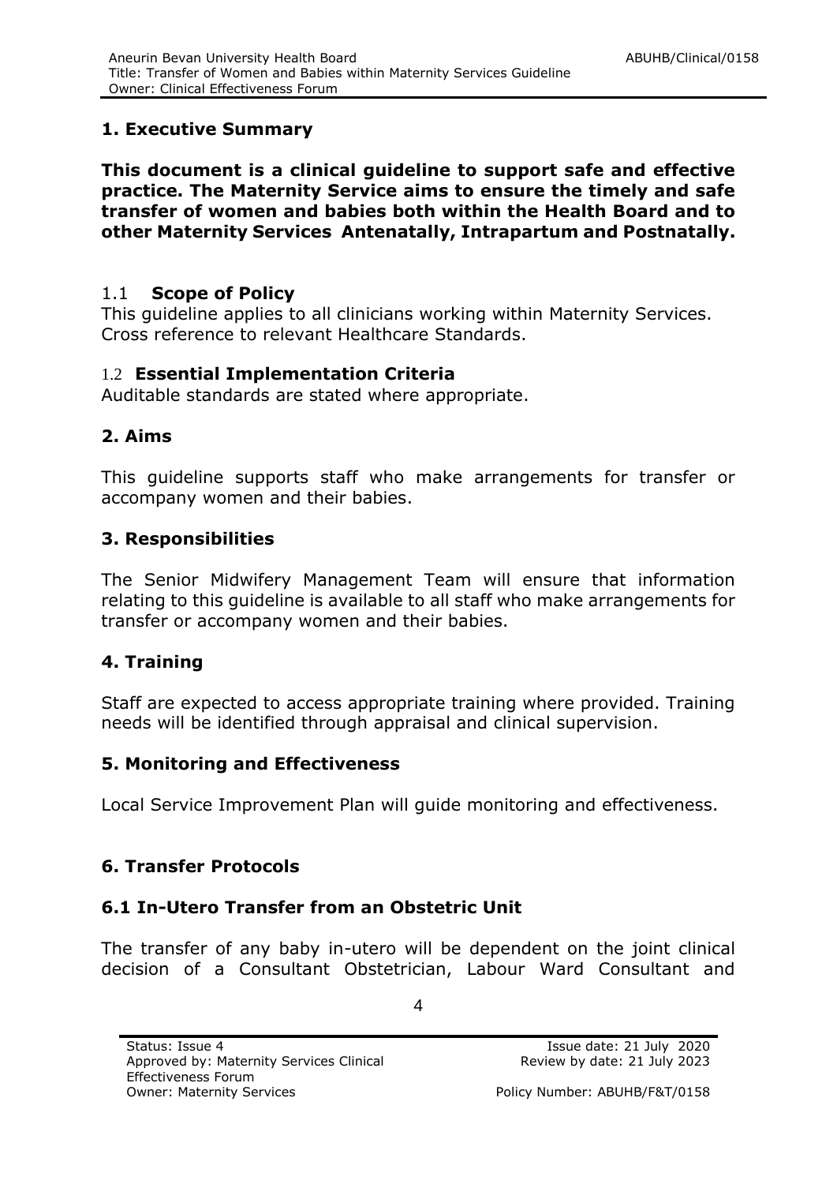## 1. Executive Summary

**This document is a clinical guideline to support safe and effective practice. The Maternity Service aims to ensure the timely and safe transfer of women and babies both within the Health Board and to other Maternity Services Antenatally, Intrapartum and Postnatally.**

### 1.1 Scope of Policy

This guideline applies to all clinicians working within Maternity Services. Cross reference to relevant Healthcare Standards.

### 1.2 Essential Implementation Criteria

Auditable standards are stated where appropriate.

## 2. Aims

This guideline supports staff who make arrangements for transfer or accompany women and their babies.

## 3. Responsibilities

The Senior Midwifery Management Team will ensure that information relating to this guideline is available to all staff who make arrangements for transfer or accompany women and their babies.

## 4. Training

Staff are expected to access appropriate training where provided. Training needs will be identified through appraisal and clinical supervision.

## 5. Monitoring and Effectiveness

Local Service Improvement Plan will guide monitoring and effectiveness.

## 6. Transfer Protocols

### 6.1 In-Utero Transfer from an Obstetric Unit

The transfer of any baby in-utero will be dependent on the joint clinical decision of a Consultant Obstetrician, Labour Ward Consultant and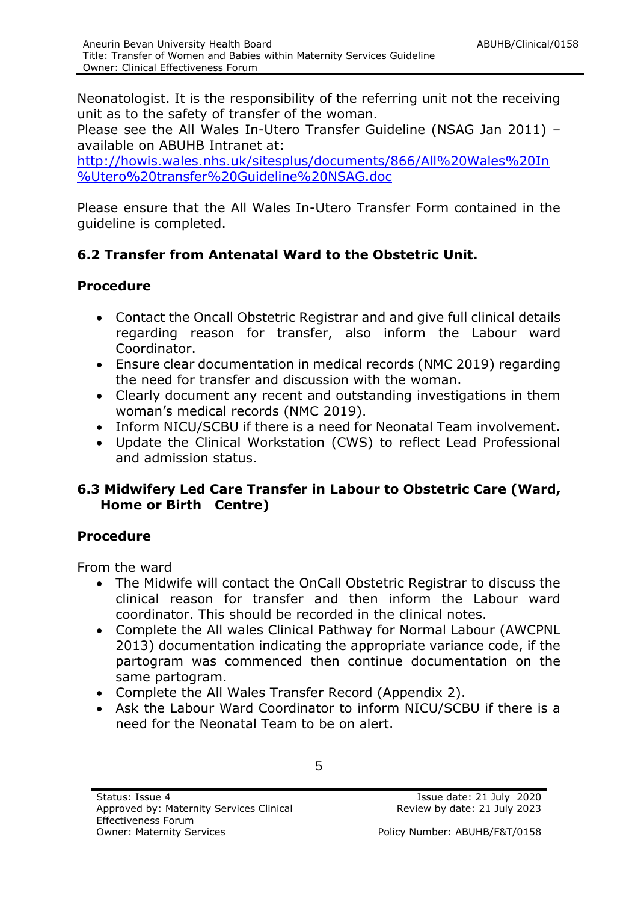Neonatologist. It is the responsibility of the referring unit not the receiving unit as to the safety of transfer of the woman.
Please see the All Wales In-Utero Transfer Guideline (NSAG Jan 2011) – available on ABUHB Intranet at:
[http://howis.wales.nhs.uk/sitesplus/documents/866/All%20Wales%20In%Utero%20transfer%20Guideline%20NSAG.doc](http://howis.wales.nhs.uk/sitesplus/documents/866/All%20Wales%20In%Utero%20transfer%20Guideline%20NSAG.doc)

Please ensure that the All Wales In-Utero Transfer Form contained in the guideline is completed.

### 6.2 Transfer from Antenatal Ward to the Obstetric Unit.

**Procedure**

- Contact the Oncall Obstetric Registrar and and give full clinical details regarding reason for transfer, also inform the Labour ward Coordinator.
- Ensure clear documentation in medical records (NMC 2019) regarding the need for transfer and discussion with the woman.
- Clearly document any recent and outstanding investigations in them woman's medical records (NMC 2019).
- Inform NICU/SCBU if there is a need for Neonatal Team involvement.
- Update the Clinical Workstation (CWS) to reflect Lead Professional and admission status.

### 6.3 Midwifery Led Care Transfer in Labour to Obstetric Care (Ward, Home or Birth Centre)

**Procedure**

From the ward

- The Midwife will contact the OnCall Obstetric Registrar to discuss the clinical reason for transfer and then inform the Labour ward coordinator. This should be recorded in the clinical notes.
- Complete the All wales Clinical Pathway for Normal Labour (AWCPNL 2013) documentation indicating the appropriate variance code, if the partogram was commenced then continue documentation on the same partogram.
- Complete the All Wales Transfer Record (Appendix 2).
- Ask the Labour Ward Coordinator to inform NICU/SCBU if there is a need for the Neonatal Team to be on alert.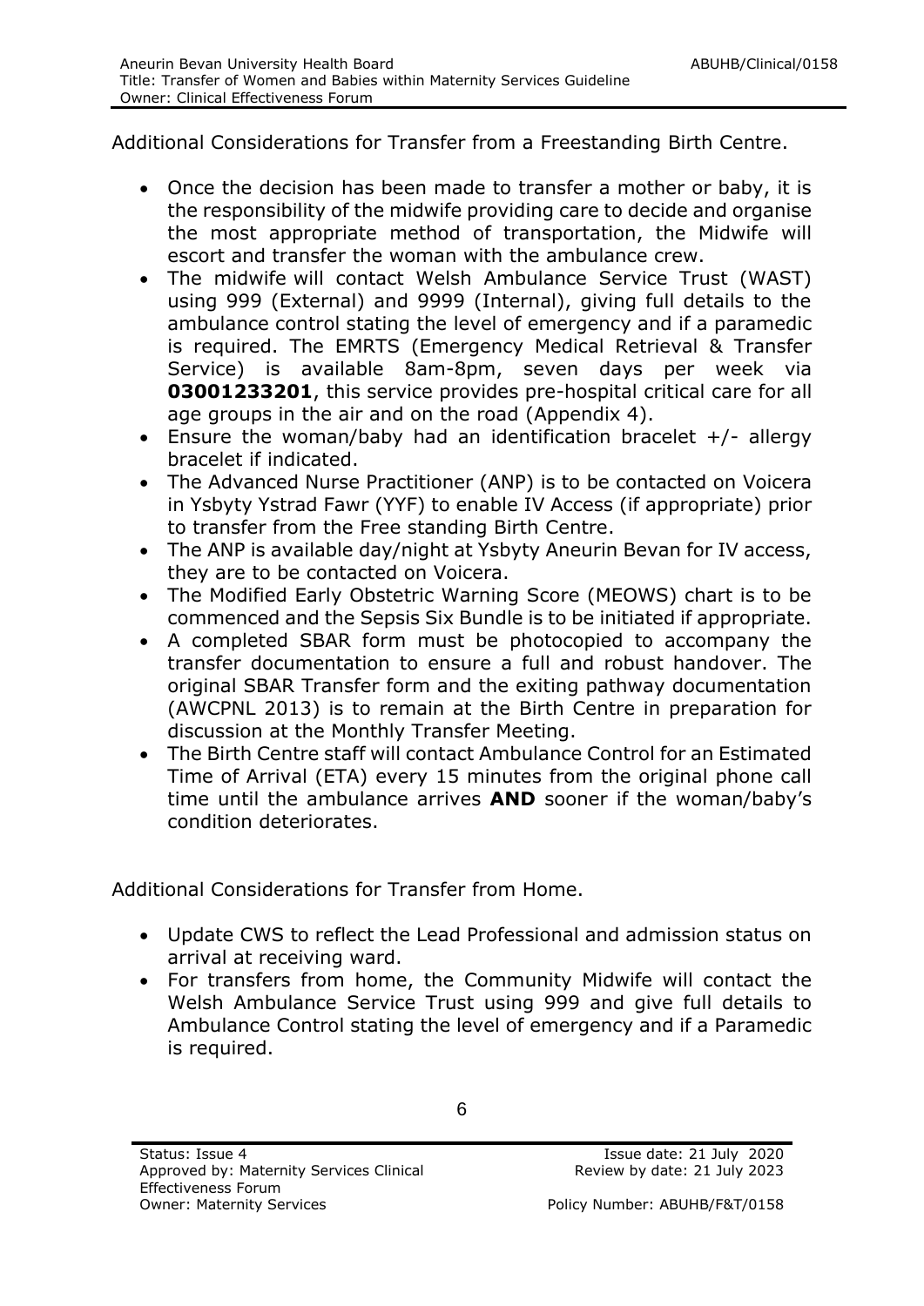Additional Considerations for Transfer from a Freestanding Birth Centre.

- Once the decision has been made to transfer a mother or baby, it is the responsibility of the midwife providing care to decide and organise the most appropriate method of transportation, the Midwife will escort and transfer the woman with the ambulance crew.
- The midwife will contact Welsh Ambulance Service Trust (WAST) using 999 (External) and 9999 (Internal), giving full details to the ambulance control stating the level of emergency and if a paramedic is required. The EMRTS (Emergency Medical Retrieval & Transfer Service) is available 8am-8pm, seven days per week via **03001233201**, this service provides pre-hospital critical care for all age groups in the air and on the road (Appendix 4).
- Ensure the woman/baby had an identification bracelet +/- allergy bracelet if indicated.
- The Advanced Nurse Practitioner (ANP) is to be contacted on Voicera in Ysbyty Ystrad Fawr (YYF) to enable IV Access (if appropriate) prior to transfer from the Free standing Birth Centre.
- The ANP is available day/night at Ysbyty Aneurin Bevan for IV access, they are to be contacted on Voicera.
- The Modified Early Obstetric Warning Score (MEOWS) chart is to be commenced and the Sepsis Six Bundle is to be initiated if appropriate.
- A completed SBAR form must be photocopied to accompany the transfer documentation to ensure a full and robust handover. The original SBAR Transfer form and the exiting pathway documentation (AWCPNL 2013) is to remain at the Birth Centre in preparation for discussion at the Monthly Transfer Meeting.
- The Birth Centre staff will contact Ambulance Control for an Estimated Time of Arrival (ETA) every 15 minutes from the original phone call time until the ambulance arrives **AND** sooner if the woman/baby's condition deteriorates.

Additional Considerations for Transfer from Home.

- Update CWS to reflect the Lead Professional and admission status on arrival at receiving ward.
- For transfers from home, the Community Midwife will contact the Welsh Ambulance Service Trust using 999 and give full details to Ambulance Control stating the level of emergency and if a Paramedic is required.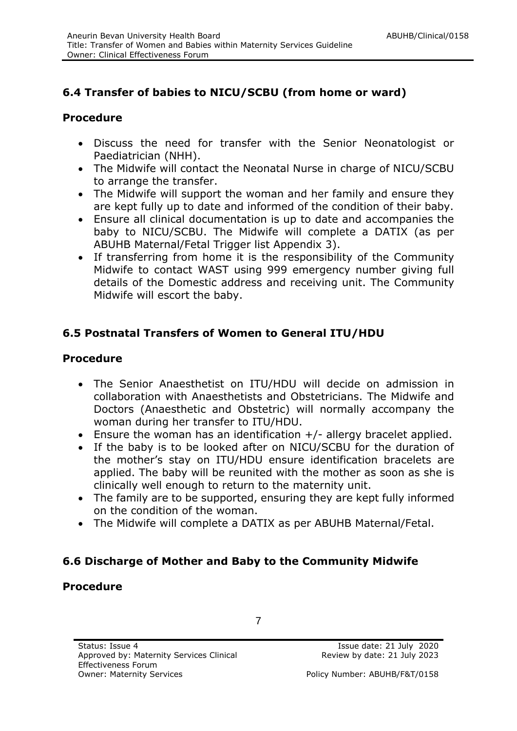## 6.4 Transfer of babies to NICU/SCBU (from home or ward)

### Procedure

- Discuss the need for transfer with the Senior Neonatologist or Paediatrician (NHH).
- The Midwife will contact the Neonatal Nurse in charge of NICU/SCBU to arrange the transfer.
- The Midwife will support the woman and her family and ensure they are kept fully up to date and informed of the condition of their baby.
- Ensure all clinical documentation is up to date and accompanies the baby to NICU/SCBU. The Midwife will complete a DATIX (as per ABUHB Maternal/Fetal Trigger list Appendix 3).
- If transferring from home it is the responsibility of the Community Midwife to contact WAST using 999 emergency number giving full details of the Domestic address and receiving unit. The Community Midwife will escort the baby.

## 6.5 Postnatal Transfers of Women to General ITU/HDU

### Procedure

- The Senior Anaesthetist on ITU/HDU will decide on admission in collaboration with Anaesthetists and Obstetricians. The Midwife and Doctors (Anaesthetic and Obstetric) will normally accompany the woman during her transfer to ITU/HDU.
- Ensure the woman has an identification +/- allergy bracelet applied.
- If the baby is to be looked after on NICU/SCBU for the duration of the mother's stay on ITU/HDU ensure identification bracelets are applied. The baby will be reunited with the mother as soon as she is clinically well enough to return to the maternity unit.
- The family are to be supported, ensuring they are kept fully informed on the condition of the woman.
- The Midwife will complete a DATIX as per ABUHB Maternal/Fetal.

## 6.6 Discharge of Mother and Baby to the Community Midwife

### Procedure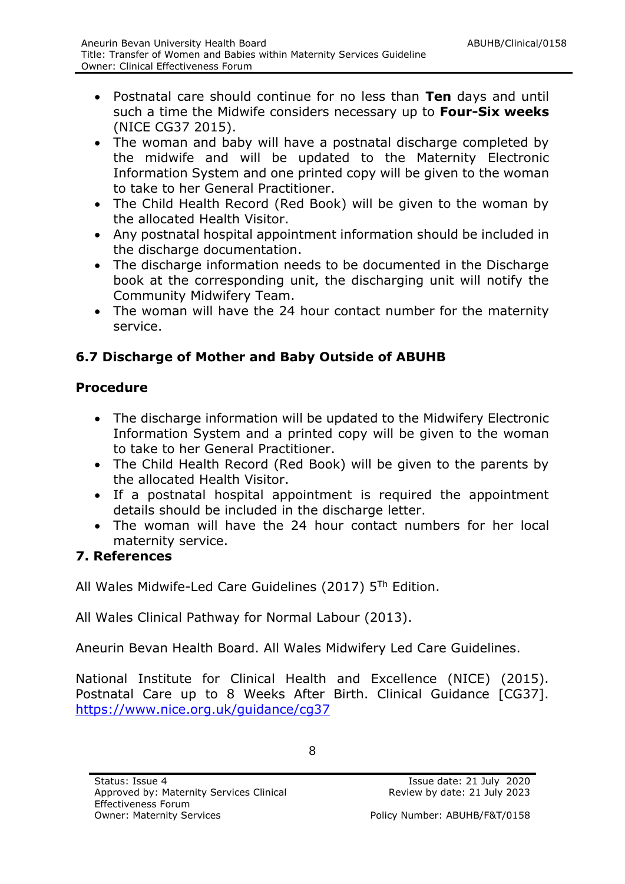- Postnatal care should continue for no less than **Ten** days and until such a time the Midwife considers necessary up to **Four-Six weeks** (NICE CG37 2015).
- The woman and baby will have a postnatal discharge completed by the midwife and will be updated to the Maternity Electronic Information System and one printed copy will be given to the woman to take to her General Practitioner.
- The Child Health Record (Red Book) will be given to the woman by the allocated Health Visitor.
- Any postnatal hospital appointment information should be included in the discharge documentation.
- The discharge information needs to be documented in the Discharge book at the corresponding unit, the discharging unit will notify the Community Midwifery Team.
- The woman will have the 24 hour contact number for the maternity service.

## 6.7 Discharge of Mother and Baby Outside of ABUHB

### Procedure

- The discharge information will be updated to the Midwifery Electronic Information System and a printed copy will be given to the woman to take to her General Practitioner.
- The Child Health Record (Red Book) will be given to the parents by the allocated Health Visitor.
- If a postnatal hospital appointment is required the appointment details should be included in the discharge letter.
- The woman will have the 24 hour contact numbers for her local maternity service.

## 7. References

All Wales Midwife-Led Care Guidelines (2017) 5Th Edition.

All Wales Clinical Pathway for Normal Labour (2013).

Aneurin Bevan Health Board. All Wales Midwifery Led Care Guidelines.

National Institute for Clinical Health and Excellence (NICE) (2015). Postnatal Care up to 8 Weeks After Birth. Clinical Guidance [CG37]. https://www.nice.org.uk/guidance/cg37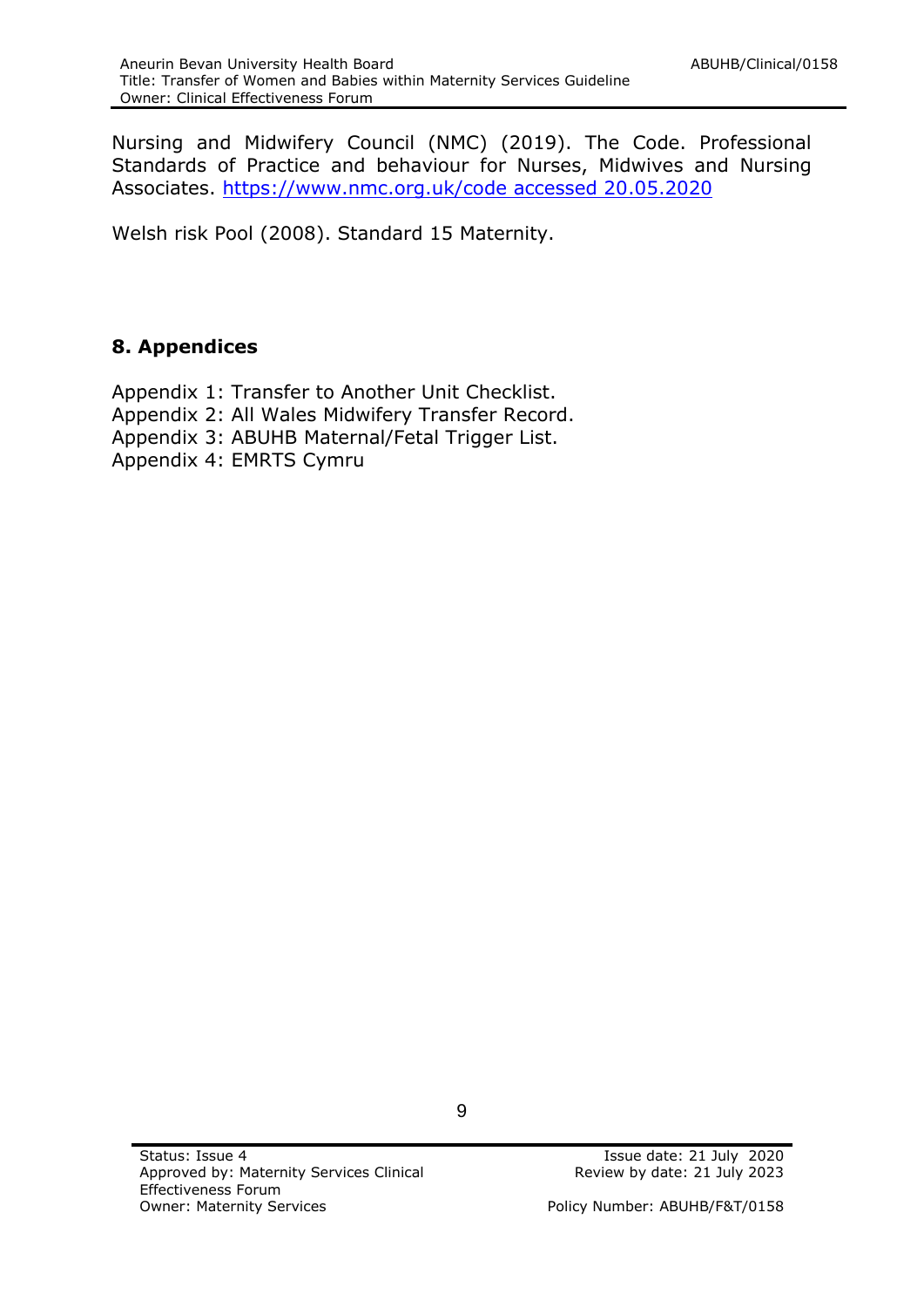Nursing and Midwifery Council (NMC) (2019). The Code. Professional Standards of Practice and behaviour for Nurses, Midwives and Nursing Associates. https://www.nmc.org.uk/code accessed 20.05.2020

Welsh risk Pool (2008). Standard 15 Maternity.

## 8. Appendices

Appendix 1: Transfer to Another Unit Checklist.
Appendix 2: All Wales Midwifery Transfer Record.
Appendix 3: ABUHB Maternal/Fetal Trigger List.
Appendix 4: EMRTS Cymru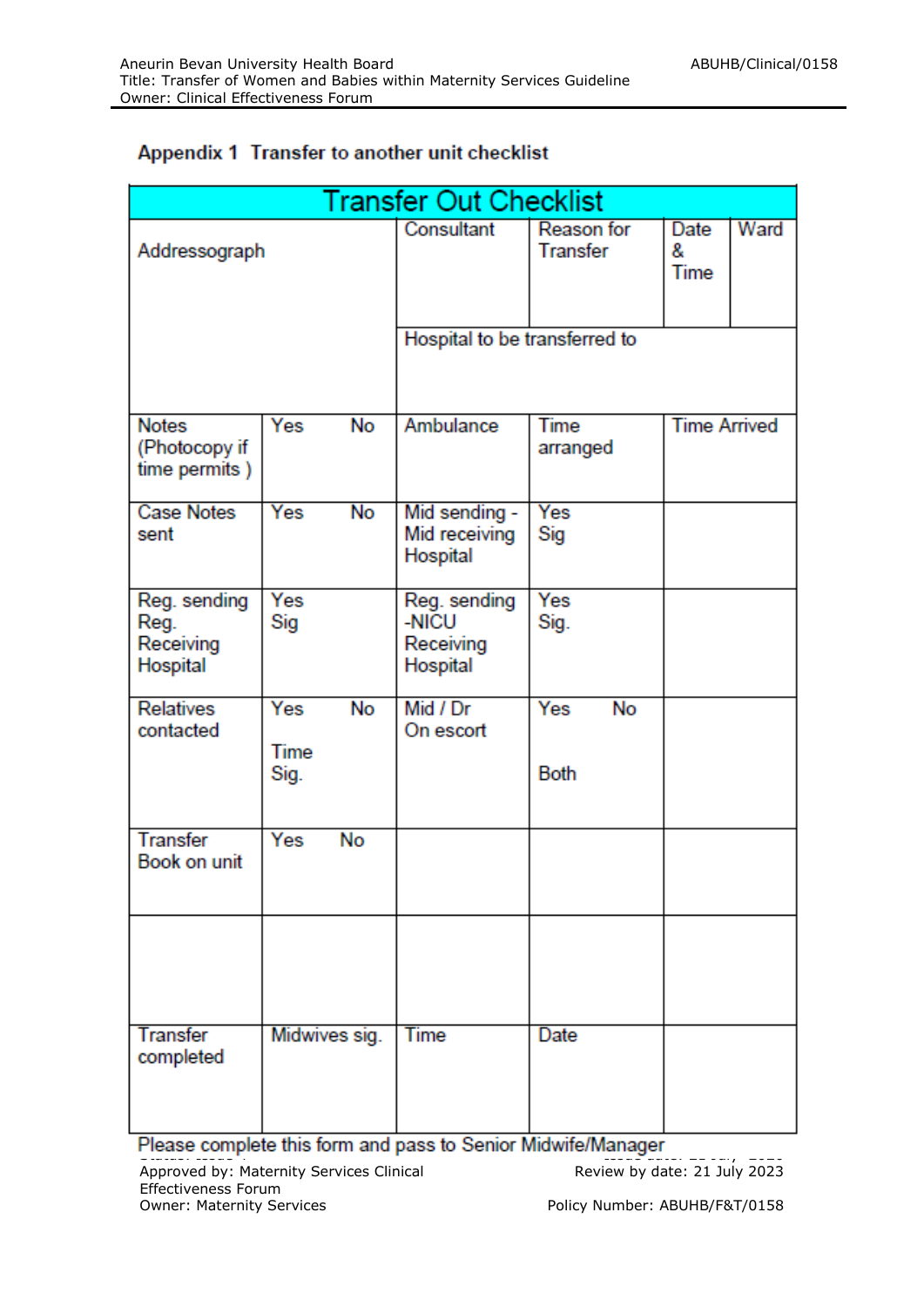## Appendix 1 Transfer to another unit checklist

| Transfer Out Checklist | | | | | |
|---|---|---|---|---|---|
| Addressograph | | Consultant | Reason for Transfer | Date & Time | Ward |
| | | Hospital to be transferred to | | | |
| Notes (Photocopy if time permits ) | Yes No | Ambulance | Time arranged | Time Arrived | |
| Case Notes sent | Yes No | Mid sending - Mid receiving Hospital | Yes Sig | | |
| Reg. sending Reg. Receiving Hospital | Yes Sig | Reg. sending -NICU Receiving Hospital | Yes Sig. | | |
| Relatives contacted | Yes No Time Sig. | Mid / Dr On escort | Yes No Both | | |
| Transfer Book on unit | Yes No | | | | |
| | | | | | |
| Transfer completed | Midwives sig. | Time | Date | | |

Please complete this form and pass to Senior Midwife/Manager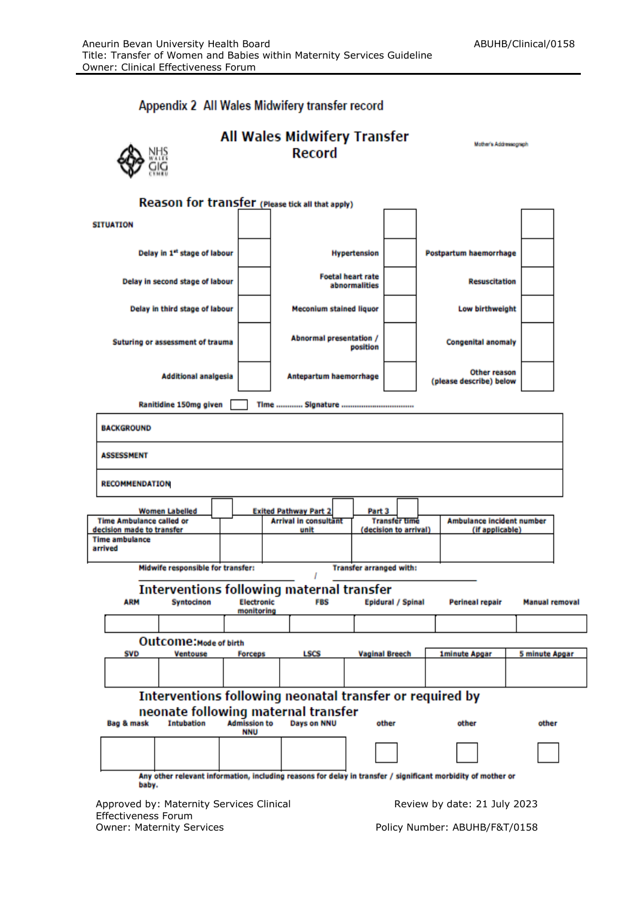## Appendix 2 All Wales Midwifery transfer record

# All Wales Midwifery Transfer Record

Mother's Addressograph

## Reason for transfer (Please tick all that apply)

| SITUATION | | | | | |
|---|---|---|---|---|---|
| Delay in 1[st] stage of labour | | Hypertension | | Postpartum haemorrhage | |
| Delay in second stage of labour | | Foetal heart rate abnormalities | | Resuscitation | |
| Delay in third stage of labour | | Meconium stained liquor | | Low birthweight | |
| Suturing or assessment of trauma | | Abnormal presentation / position | | Congenital anomaly | |
| Additional analgesia | | Antepartum haemorrhage | | Other reason (please describe) below | |

Ranitidine 150mg given ☐ Time ........... Signature ...............................

| BACKGROUND |
|---|
| ASSESSMENT |
| RECOMMENDATION |

Women Labelled ☐ Exited Pathway Part 2 ☐ Part 3 ☐

| Time Ambulance called or decision made to transfer | | Arrival in consultant unit | Transfer time (decision to arrival) | Ambulance incident number (if applicable) |
|---|---|---|---|---|
| Time ambulance arrived | | | | |

Midwife responsible for transfer: ______________________ / Transfer arranged with: ______________________

## Interventions following maternal transfer

| ARM | Syntocinon | Electronic monitoring | FBS | Epidural / Spinal | Perineal repair | Manual removal |
|---|---|---|---|---|---|---|
| | | | | | | |

## Outcome: Mode of birth

| SVD | Ventouse | Forceps | LSCS | Vaginal Breech | 1minute Apgar | 5 minute Apgar |
|---|---|---|---|---|---|---|
| | | | | | | |

## Interventions following neonatal transfer or required by neonate following maternal transfer

| Bag & mask | Intubation | Admission to NNU | Days on NNU | other | other | other |
|---|---|---|---|---|---|---|
| | | | | ☐ | ☐ | ☐ |

Any other relevant information, including reasons for delay in transfer / significant morbidity of mother or baby.

Approved by: Maternity Services Clinical Effectiveness Forum
Owner: Maternity Services

Review by date: 21 July 2023
Policy Number: ABUHB/F&T/0158